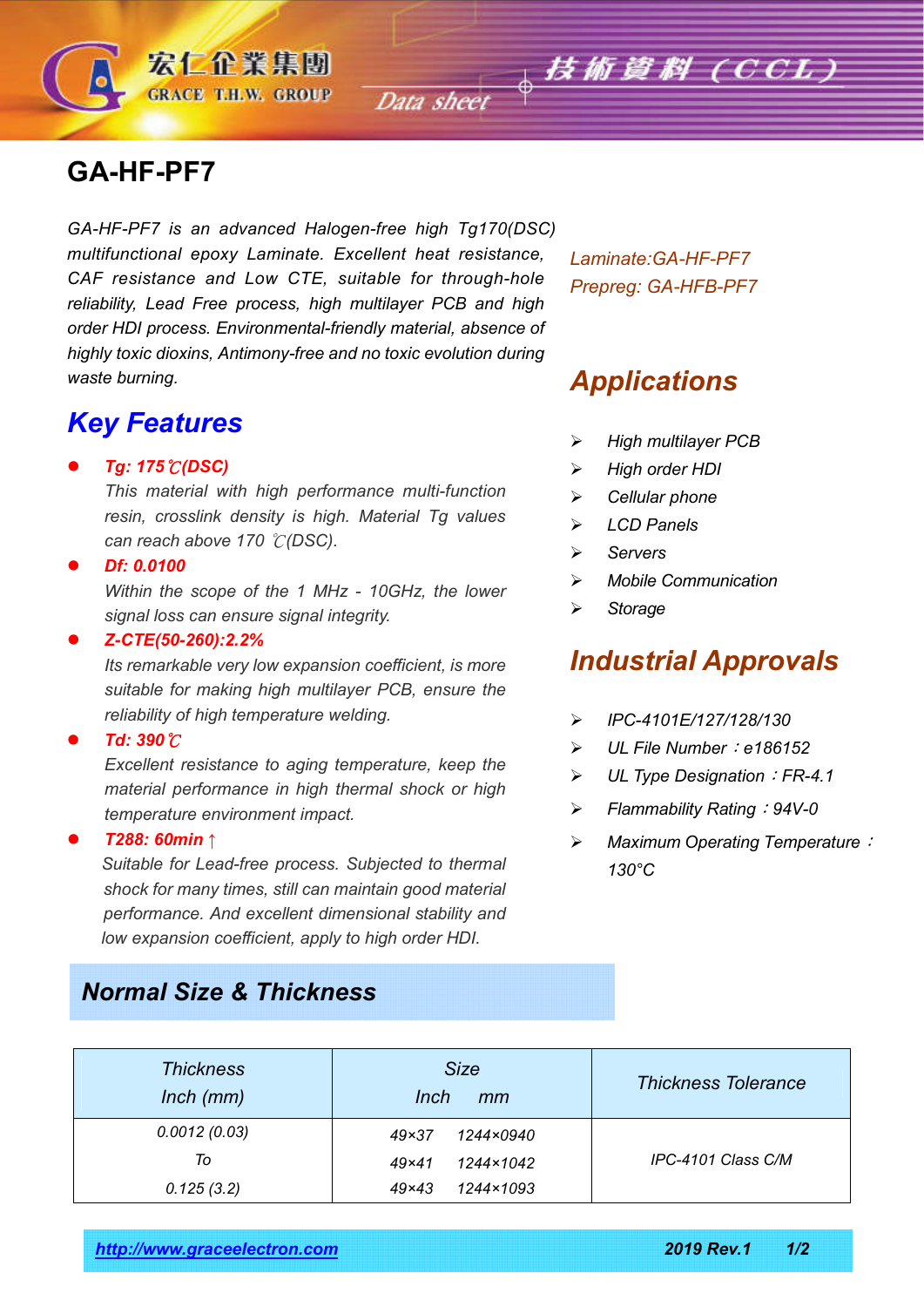# GA-HF-PF7

*GA-HF-PF7 is an advanced Halogen-free high Tg170(DSC) multifunctional epoxy Laminate. Excellent heat resistance, CAF resistance and Low CTE, suitable for through-hole reliability, Lead Free process, high multilayer PCB and high order HDI process. Environmental-friendly material, absence of highly toxic dioxins, Antimony-free and no toxic evolution during waste burning.*

*Laminate:GA-HF-PF7*
*Prepreg: GA-HFB-PF7*

## Key Features

- ***Tg: 175℃(DSC)***
  *This material with high performance multi-function resin, crosslink density is high. Material Tg values can reach above 170 ℃(DSC).*
- ***Df: 0.0100***
  *Within the scope of the 1 MHz - 10GHz, the lower signal loss can ensure signal integrity.*
- ***Z-CTE(50-260):2.2%***
  *Its remarkable very low expansion coefficient, is more suitable for making high multilayer PCB, ensure the reliability of high temperature welding.*
- ***Td: 390℃***
  *Excellent resistance to aging temperature, keep the material performance in high thermal shock or high temperature environment impact.*
- ***T288: 60min↑***
  *Suitable for Lead-free process. Subjected to thermal shock for many times, still can maintain good material performance. And excellent dimensional stability and low expansion coefficient, apply to high order HDI.*

## Applications

- *High multilayer PCB*
- *High order HDI*
- *Cellular phone*
- *LCD Panels*
- *Servers*
- *Mobile Communication*
- *Storage*

## Industrial Approvals

- *IPC-4101E/127/128/130*
- *UL File Number：e186152*
- *UL Type Designation：FR-4.1*
- *Flammability Rating：94V-0*
- *Maximum Operating Temperature：130°C*

## Normal Size & Thickness

| Thickness Inch (mm) | Size Inch mm | Thickness Tolerance |
|---|---|---|
| 0.0012 (0.03) To 0.125 (3.2) | 49×37 1244×0940<br>49×41 1244×1042<br>49×43 1244×1093 | IPC-4101 Class C/M |

http://www.graceelectron.com 2019 Rev.1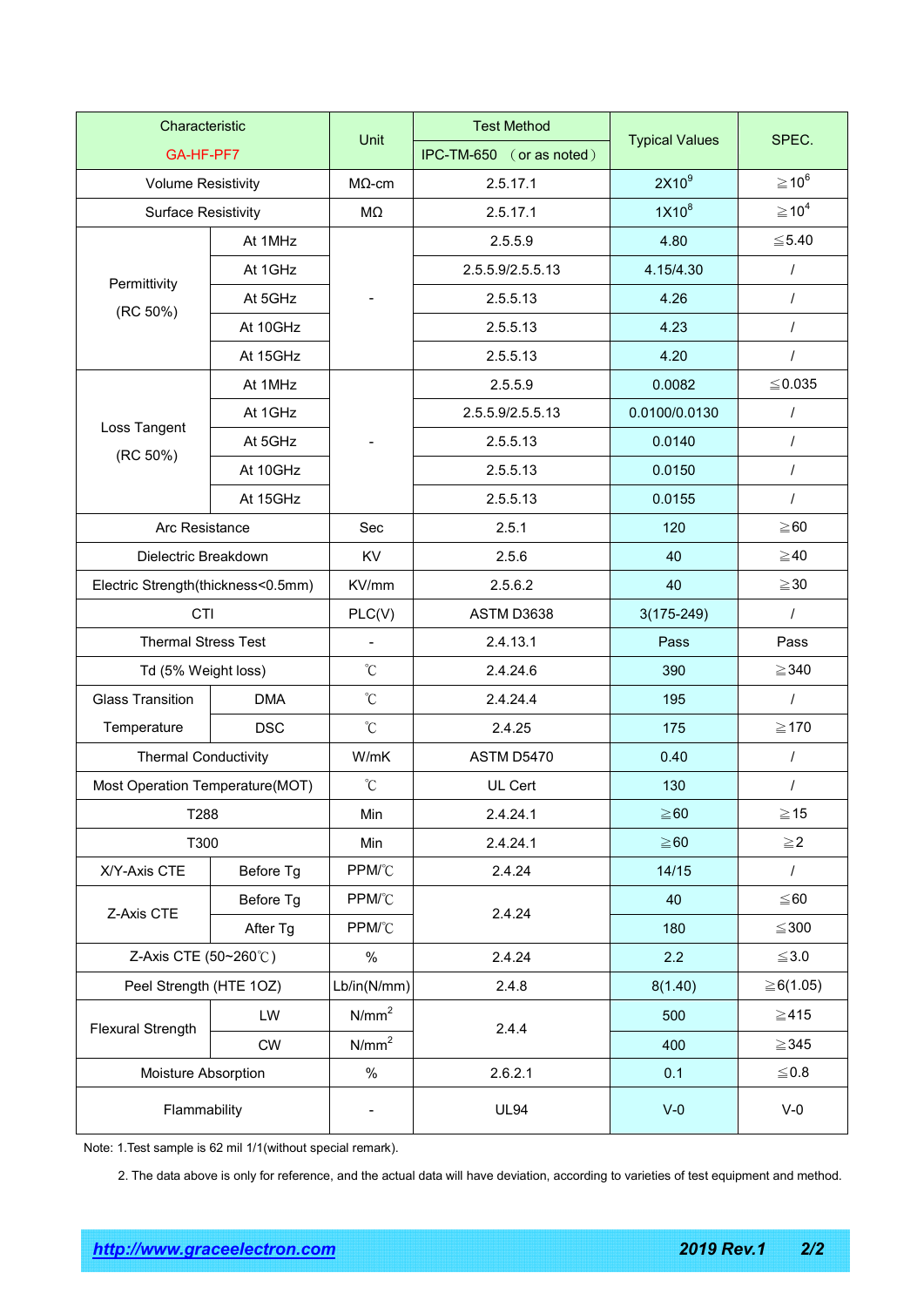| Characteristic GA-HF-PF7 | | Unit | Test Method IPC-TM-650 （or as noted） | Typical Values | SPEC. |
|---|---|---|---|---|---|
| Volume Resistivity | | MΩ-cm | 2.5.17.1 | $2X10^9$ | $\geqq 10^6$ |
| Surface Resistivity | | MΩ | 2.5.17.1 | $1X10^8$ | $\geqq 10^4$ |
| Permittivity (RC 50%) | At 1MHz | - | 2.5.5.9 | 4.80 | ≦5.40 |
| | At 1GHz | | 2.5.5.9/2.5.5.13 | 4.15/4.30 | / |
| | At 5GHz | | 2.5.5.13 | 4.26 | / |
| | At 10GHz | | 2.5.5.13 | 4.23 | / |
| | At 15GHz | | 2.5.5.13 | 4.20 | / |
| Loss Tangent (RC 50%) | At 1MHz | - | 2.5.5.9 | 0.0082 | ≦0.035 |
| | At 1GHz | | 2.5.5.9/2.5.5.13 | 0.0100/0.0130 | / |
| | At 5GHz | | 2.5.5.13 | 0.0140 | / |
| | At 10GHz | | 2.5.5.13 | 0.0150 | / |
| | At 15GHz | | 2.5.5.13 | 0.0155 | / |
| Arc Resistance | | Sec | 2.5.1 | 120 | ≧60 |
| Dielectric Breakdown | | KV | 2.5.6 | 40 | ≧40 |
| Electric Strength(thickness<0.5mm) | | KV/mm | 2.5.6.2 | 40 | ≧30 |
| CTI | | PLC(V) | ASTM D3638 | 3(175-249) | / |
| Thermal Stress Test | | - | 2.4.13.1 | Pass | Pass |
| Td (5% Weight loss) | | ℃ | 2.4.24.6 | 390 | ≧340 |
| Glass Transition Temperature | DMA | ℃ | 2.4.24.4 | 195 | / |
| | DSC | ℃ | 2.4.25 | 175 | ≧170 |
| Thermal Conductivity | | W/mK | ASTM D5470 | 0.40 | / |
| Most Operation Temperature(MOT) | | ℃ | UL Cert | 130 | / |
| T288 | | Min | 2.4.24.1 | ≧60 | ≧15 |
| T300 | | Min | 2.4.24.1 | ≧60 | ≧2 |
| X/Y-Axis CTE | Before Tg | PPM/℃ | 2.4.24 | 14/15 | / |
| Z-Axis CTE | Before Tg | PPM/℃ | 2.4.24 | 40 | ≦60 |
| | After Tg | PPM/℃ | | 180 | ≦300 |
| Z-Axis CTE (50~260℃) | | % | 2.4.24 | 2.2 | ≦3.0 |
| Peel Strength (HTE 1OZ) | | Lb/in(N/mm) | 2.4.8 | 8(1.40) | ≧6(1.05) |
| Flexural Strength | LW | $N/mm^2$ | 2.4.4 | 500 | ≧415 |
| | CW | $N/mm^2$ | | 400 | ≧345 |
| Moisture Absorption | | % | 2.6.2.1 | 0.1 | ≦0.8 |
| Flammability | | - | UL94 | V-0 | V-0 |

Note: 1.Test sample is 62 mil 1/1(without special remark).

2. The data above is only for reference, and the actual data will have deviation, according to varieties of test equipment and method.

http://www.graceelectron.com

2019 Rev.1